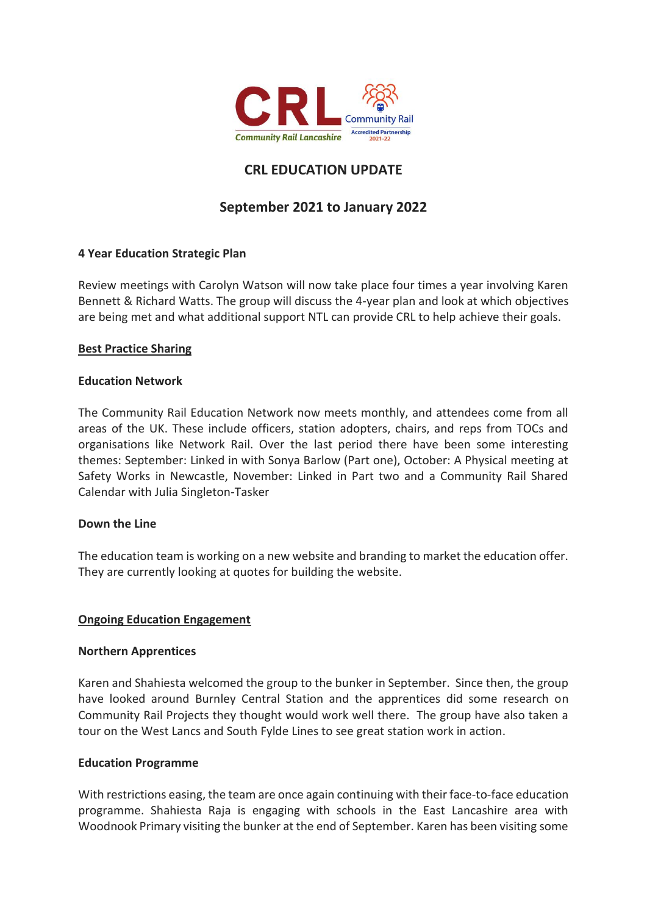# CRL EDUCATION UPDATE

## September 2021 to January 2022

**4 Year Education Strategic Plan**

Review meetings with Carolyn Watson will now take place four times a year involving Karen Bennett & Richard Watts. The group will discuss the 4-year plan and look at which objectives are being met and what additional support NTL can provide CRL to help achieve their goals.

**<u>Best Practice Sharing</u>**

**Education Network**

The Community Rail Education Network now meets monthly, and attendees come from all areas of the UK. These include officers, station adopters, chairs, and reps from TOCs and organisations like Network Rail. Over the last period there have been some interesting themes: September: Linked in with Sonya Barlow (Part one), October: A Physical meeting at Safety Works in Newcastle, November: Linked in Part two and a Community Rail Shared Calendar with Julia Singleton-Tasker

**Down the Line**

The education team is working on a new website and branding to market the education offer. They are currently looking at quotes for building the website.

**<u>Ongoing Education Engagement</u>**

**Northern Apprentices**

Karen and Shahiesta welcomed the group to the bunker in September. Since then, the group have looked around Burnley Central Station and the apprentices did some research on Community Rail Projects they thought would work well there. The group have also taken a tour on the West Lancs and South Fylde Lines to see great station work in action.

**Education Programme**

With restrictions easing, the team are once again continuing with their face-to-face education programme. Shahiesta Raja is engaging with schools in the East Lancashire area with Woodnook Primary visiting the bunker at the end of September. Karen has been visiting some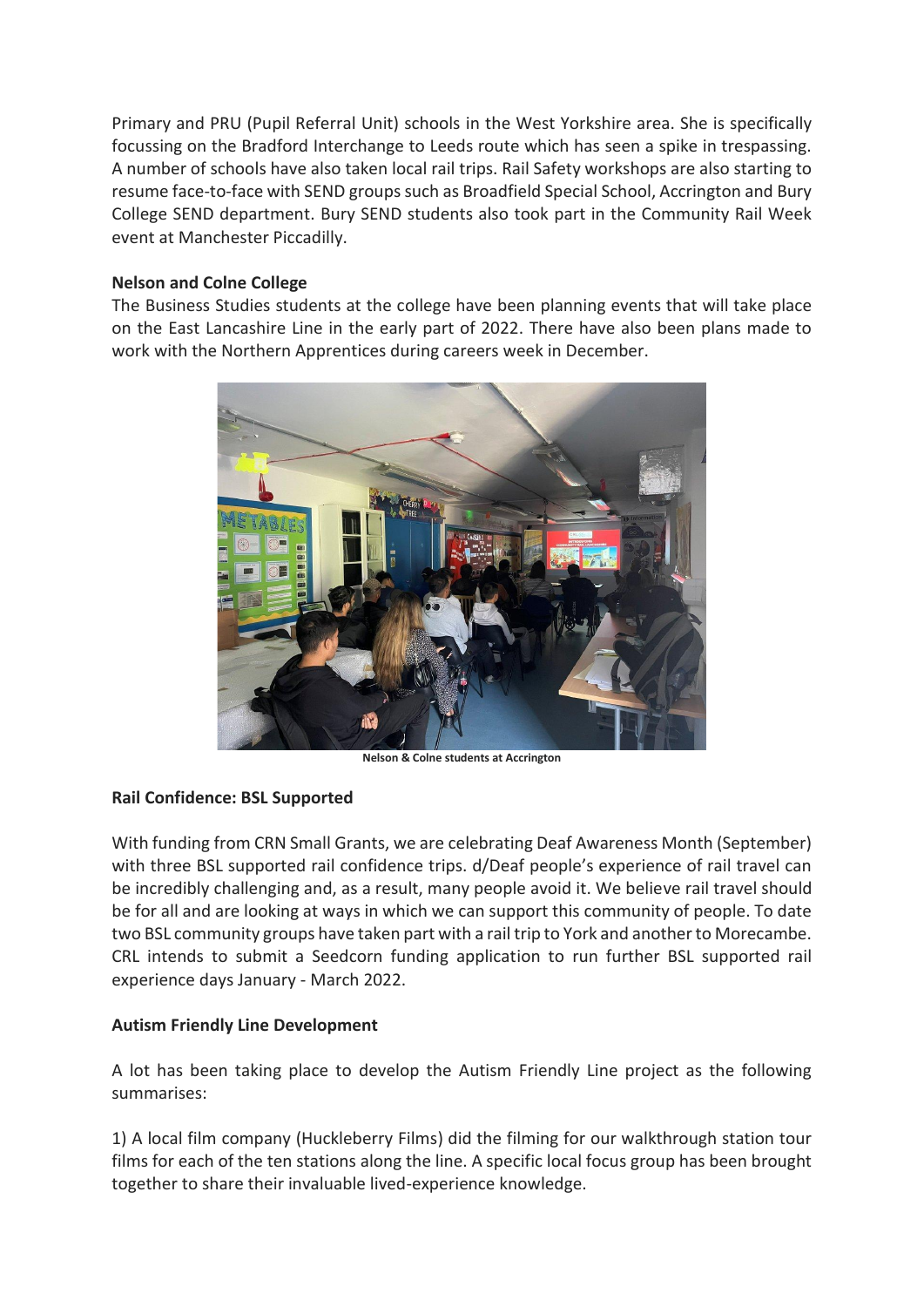Primary and PRU (Pupil Referral Unit) schools in the West Yorkshire area. She is specifically focussing on the Bradford Interchange to Leeds route which has seen a spike in trespassing. A number of schools have also taken local rail trips. Rail Safety workshops are also starting to resume face-to-face with SEND groups such as Broadfield Special School, Accrington and Bury College SEND department. Bury SEND students also took part in the Community Rail Week event at Manchester Piccadilly.

**Nelson and Colne College**

The Business Studies students at the college have been planning events that will take place on the East Lancashire Line in the early part of 2022. There have also been plans made to work with the Northern Apprentices during careers week in December.

**Nelson & Colne students at Accrington**

**Rail Confidence: BSL Supported**

With funding from CRN Small Grants, we are celebrating Deaf Awareness Month (September) with three BSL supported rail confidence trips. d/Deaf people's experience of rail travel can be incredibly challenging and, as a result, many people avoid it. We believe rail travel should be for all and are looking at ways in which we can support this community of people. To date two BSL community groups have taken part with a rail trip to York and another to Morecambe. CRL intends to submit a Seedcorn funding application to run further BSL supported rail experience days January - March 2022.

**Autism Friendly Line Development**

A lot has been taking place to develop the Autism Friendly Line project as the following summarises:

1) A local film company (Huckleberry Films) did the filming for our walkthrough station tour films for each of the ten stations along the line. A specific local focus group has been brought together to share their invaluable lived-experience knowledge.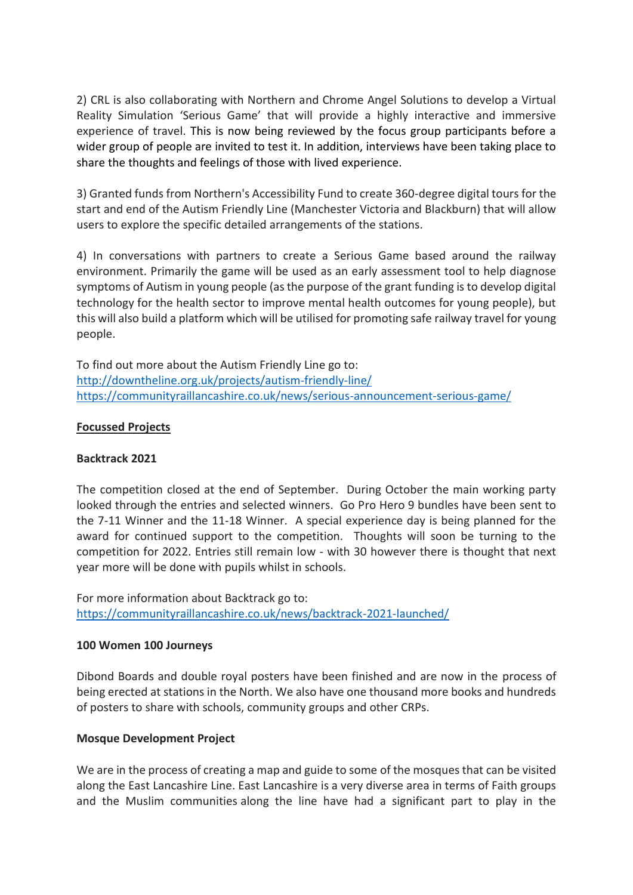2) CRL is also collaborating with Northern and Chrome Angel Solutions to develop a Virtual Reality Simulation 'Serious Game' that will provide a highly interactive and immersive experience of travel. This is now being reviewed by the focus group participants before a wider group of people are invited to test it. In addition, interviews have been taking place to share the thoughts and feelings of those with lived experience.

3) Granted funds from Northern's Accessibility Fund to create 360-degree digital tours for the start and end of the Autism Friendly Line (Manchester Victoria and Blackburn) that will allow users to explore the specific detailed arrangements of the stations.

4) In conversations with partners to create a Serious Game based around the railway environment. Primarily the game will be used as an early assessment tool to help diagnose symptoms of Autism in young people (as the purpose of the grant funding is to develop digital technology for the health sector to improve mental health outcomes for young people), but this will also build a platform which will be utilised for promoting safe railway travel for young people.

To find out more about the Autism Friendly Line go to:
[http://downtheline.org.uk/projects/autism-friendly-line/](http://downtheline.org.uk/projects/autism-friendly-line/)
[https://communityraillancashire.co.uk/news/serious-announcement-serious-game/](https://communityraillancashire.co.uk/news/serious-announcement-serious-game/)

## Focussed Projects

### Backtrack 2021

The competition closed at the end of September. During October the main working party looked through the entries and selected winners. Go Pro Hero 9 bundles have been sent to the 7-11 Winner and the 11-18 Winner. A special experience day is being planned for the award for continued support to the competition. Thoughts will soon be turning to the competition for 2022. Entries still remain low - with 30 however there is thought that next year more will be done with pupils whilst in schools.

For more information about Backtrack go to:
[https://communityraillancashire.co.uk/news/backtrack-2021-launched/](https://communityraillancashire.co.uk/news/backtrack-2021-launched/)

### 100 Women 100 Journeys

Dibond Boards and double royal posters have been finished and are now in the process of being erected at stations in the North. We also have one thousand more books and hundreds of posters to share with schools, community groups and other CRPs.

### Mosque Development Project

We are in the process of creating a map and guide to some of the mosques that can be visited along the East Lancashire Line. East Lancashire is a very diverse area in terms of Faith groups and the Muslim communities along the line have had a significant part to play in the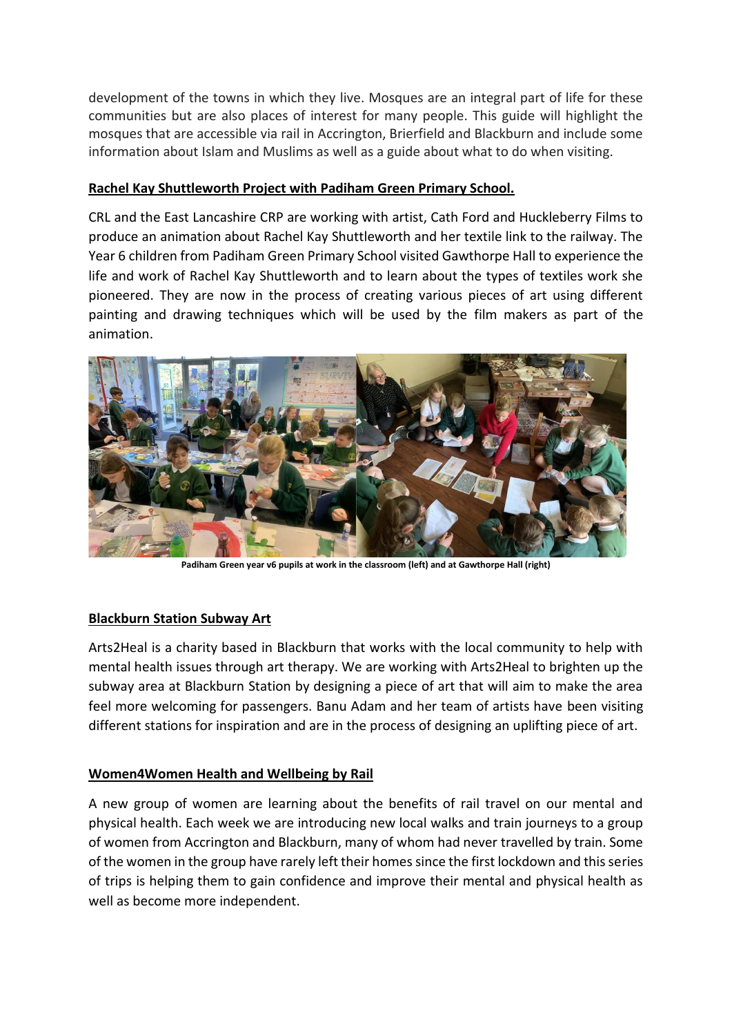development of the towns in which they live. Mosques are an integral part of life for these communities but are also places of interest for many people. This guide will highlight the mosques that are accessible via rail in Accrington, Brierfield and Blackburn and include some information about Islam and Muslims as well as a guide about what to do when visiting.

**Rachel Kay Shuttleworth Project with Padiham Green Primary School.**

CRL and the East Lancashire CRP are working with artist, Cath Ford and Huckleberry Films to produce an animation about Rachel Kay Shuttleworth and her textile link to the railway. The Year 6 children from Padiham Green Primary School visited Gawthorpe Hall to experience the life and work of Rachel Kay Shuttleworth and to learn about the types of textiles work she pioneered. They are now in the process of creating various pieces of art using different painting and drawing techniques which will be used by the film makers as part of the animation.

**Padiham Green year v6 pupils at work in the classroom (left) and at Gawthorpe Hall (right)**

**Blackburn Station Subway Art**

Arts2Heal is a charity based in Blackburn that works with the local community to help with mental health issues through art therapy. We are working with Arts2Heal to brighten up the subway area at Blackburn Station by designing a piece of art that will aim to make the area feel more welcoming for passengers. Banu Adam and her team of artists have been visiting different stations for inspiration and are in the process of designing an uplifting piece of art.

**Women4Women Health and Wellbeing by Rail**

A new group of women are learning about the benefits of rail travel on our mental and physical health. Each week we are introducing new local walks and train journeys to a group of women from Accrington and Blackburn, many of whom had never travelled by train. Some of the women in the group have rarely left their homes since the first lockdown and this series of trips is helping them to gain confidence and improve their mental and physical health as well as become more independent.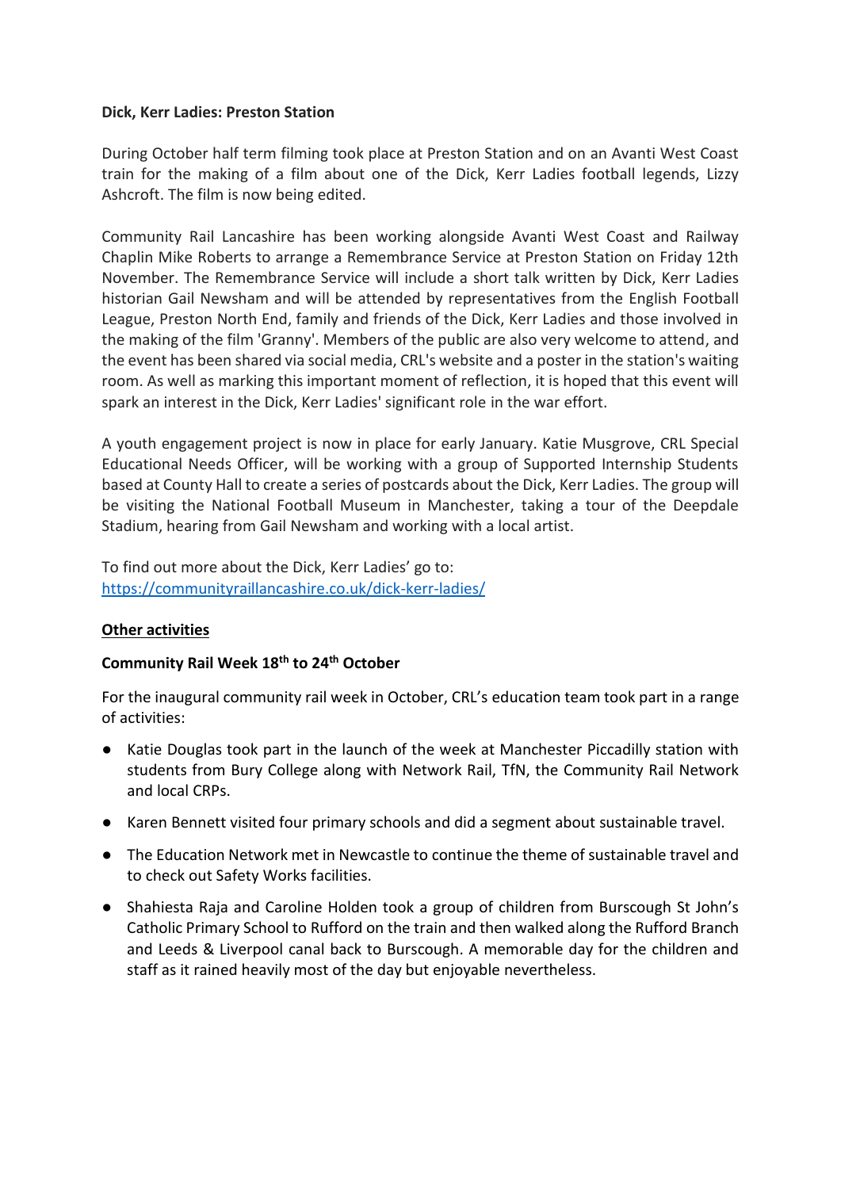**Dick, Kerr Ladies: Preston Station**

During October half term filming took place at Preston Station and on an Avanti West Coast train for the making of a film about one of the Dick, Kerr Ladies football legends, Lizzy Ashcroft. The film is now being edited.

Community Rail Lancashire has been working alongside Avanti West Coast and Railway Chaplin Mike Roberts to arrange a Remembrance Service at Preston Station on Friday 12th November. The Remembrance Service will include a short talk written by Dick, Kerr Ladies historian Gail Newsham and will be attended by representatives from the English Football League, Preston North End, family and friends of the Dick, Kerr Ladies and those involved in the making of the film 'Granny'. Members of the public are also very welcome to attend, and the event has been shared via social media, CRL's website and a poster in the station's waiting room. As well as marking this important moment of reflection, it is hoped that this event will spark an interest in the Dick, Kerr Ladies' significant role in the war effort.

A youth engagement project is now in place for early January. Katie Musgrove, CRL Special Educational Needs Officer, will be working with a group of Supported Internship Students based at County Hall to create a series of postcards about the Dick, Kerr Ladies. The group will be visiting the National Football Museum in Manchester, taking a tour of the Deepdale Stadium, hearing from Gail Newsham and working with a local artist.

To find out more about the Dick, Kerr Ladies' go to:
https://communityraillancashire.co.uk/dick-kerr-ladies/

**<u>Other activities</u>**

**Community Rail Week 18th to 24th October**

For the inaugural community rail week in October, CRL's education team took part in a range of activities:

- Katie Douglas took part in the launch of the week at Manchester Piccadilly station with students from Bury College along with Network Rail, TfN, the Community Rail Network and local CRPs.
- Karen Bennett visited four primary schools and did a segment about sustainable travel.
- The Education Network met in Newcastle to continue the theme of sustainable travel and to check out Safety Works facilities.
- Shahiesta Raja and Caroline Holden took a group of children from Burscough St John's Catholic Primary School to Rufford on the train and then walked along the Rufford Branch and Leeds & Liverpool canal back to Burscough. A memorable day for the children and staff as it rained heavily most of the day but enjoyable nevertheless.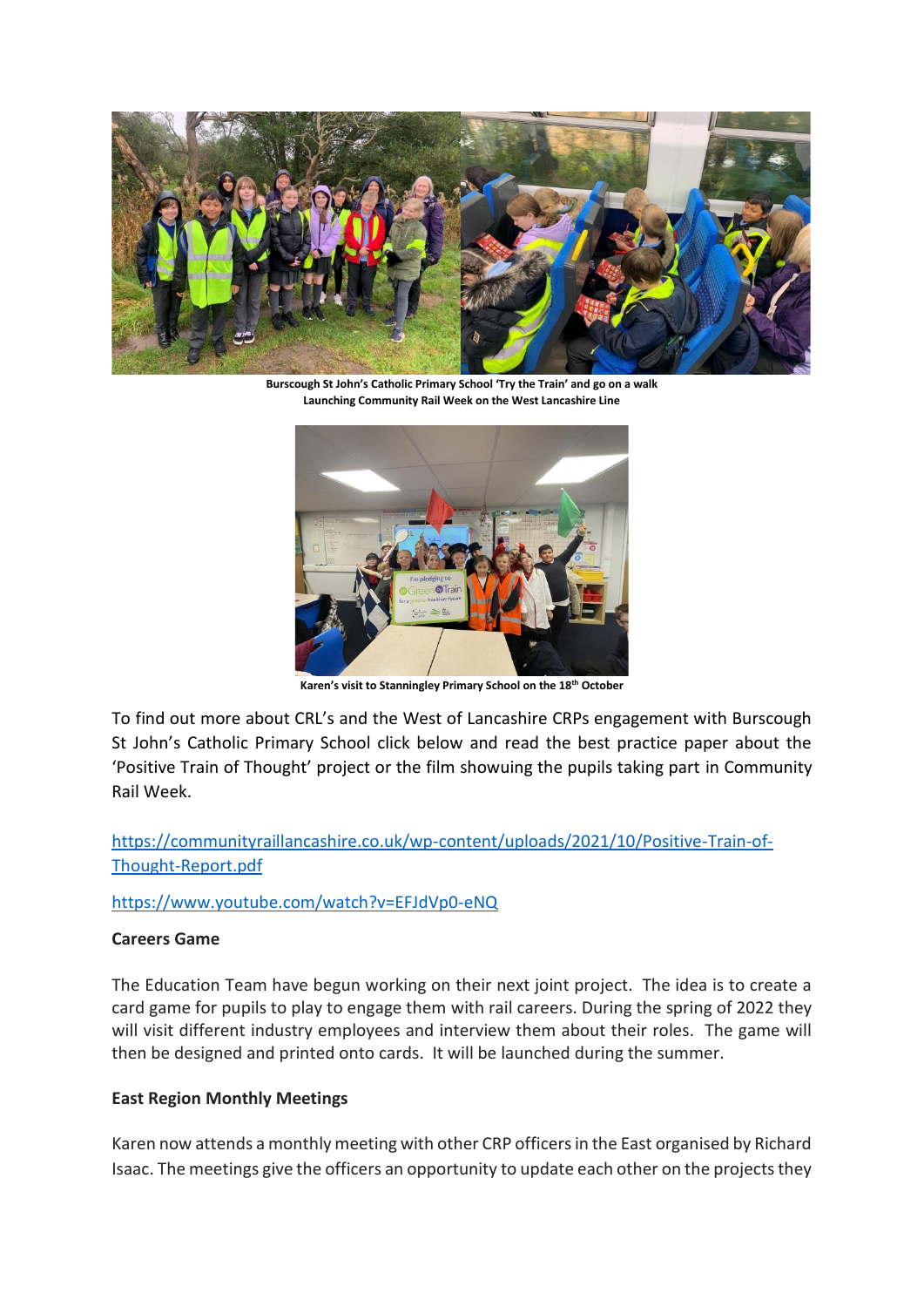**Burscough St John's Catholic Primary School 'Try the Train' and go on a walk Launching Community Rail Week on the West Lancashire Line**

**Karen's visit to Stanningley Primary School on the 18th October**

To find out more about CRL's and the West of Lancashire CRPs engagement with Burscough St John's Catholic Primary School click below and read the best practice paper about the 'Positive Train of Thought' project or the film showuing the pupils taking part in Community Rail Week.

https://communityraillancashire.co.uk/wp-content/uploads/2021/10/Positive-Train-of-Thought-Report.pdf

https://www.youtube.com/watch?v=EFJdVp0-eNQ

**Careers Game**

The Education Team have begun working on their next joint project. The idea is to create a card game for pupils to play to engage them with rail careers. During the spring of 2022 they will visit different industry employees and interview them about their roles. The game will then be designed and printed onto cards. It will be launched during the summer.

**East Region Monthly Meetings**

Karen now attends a monthly meeting with other CRP officers in the East organised by Richard Isaac. The meetings give the officers an opportunity to update each other on the projects they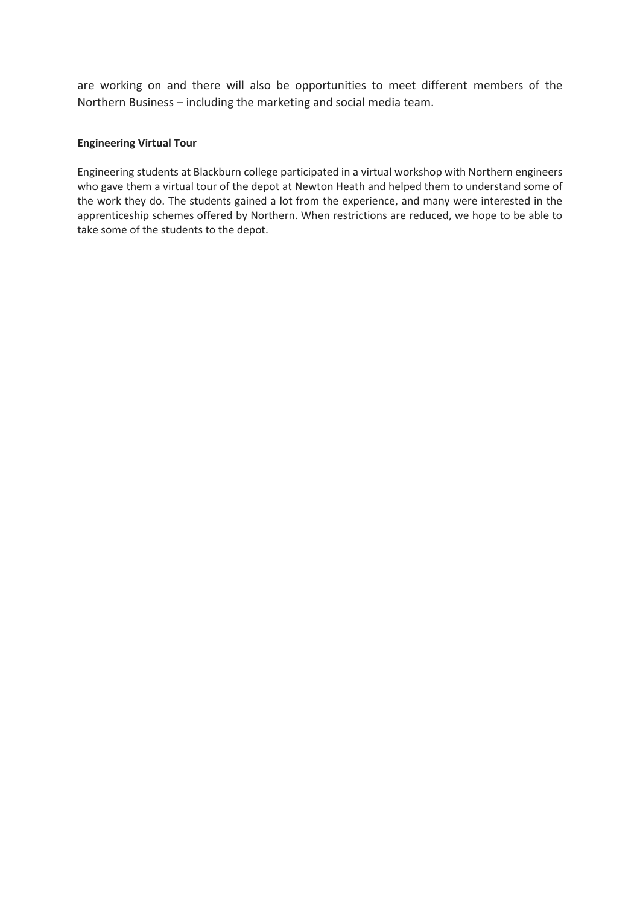are working on and there will also be opportunities to meet different members of the Northern Business – including the marketing and social media team.

**Engineering Virtual Tour**

Engineering students at Blackburn college participated in a virtual workshop with Northern engineers who gave them a virtual tour of the depot at Newton Heath and helped them to understand some of the work they do. The students gained a lot from the experience, and many were interested in the apprenticeship schemes offered by Northern. When restrictions are reduced, we hope to be able to take some of the students to the depot.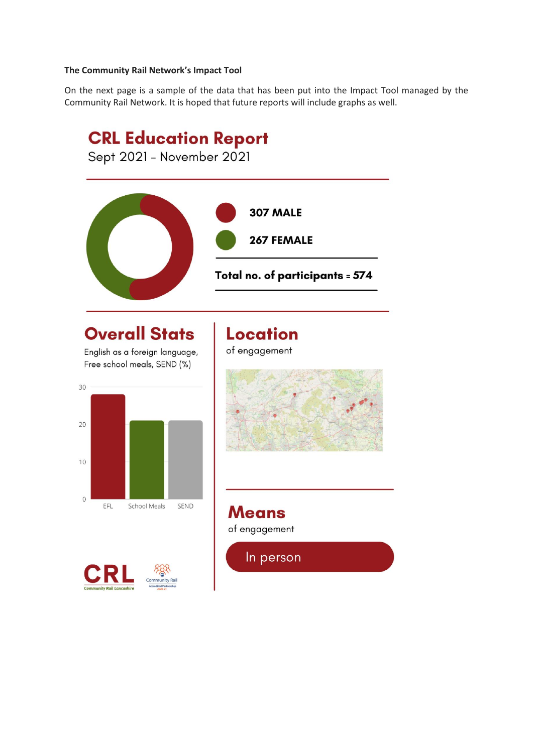**The Community Rail Network's Impact Tool**

On the next page is a sample of the data that has been put into the Impact Tool managed by the Community Rail Network. It is hoped that future reports will include graphs as well.

# CRL Education Report

Sept 2021 - November 2021

**307 MALE**

**267 FEMALE**

**Total no. of participants = 574**

## Overall Stats

English as a foreign language, Free school meals, SEND (%)

30
20
10
0
EFL
School Meals
SEND

## Location

of engagement

## Means

of engagement

In person

CRL Community Rail Lancashire

Community Rail Accredited Partnership 2020-21